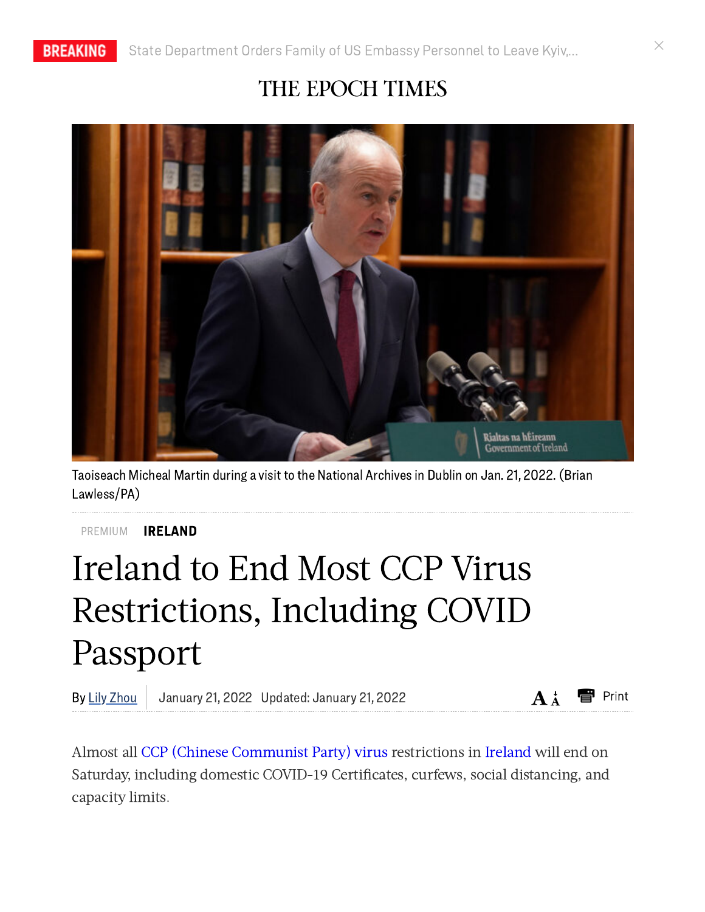BREAKING State Department Orders Family of US Embassy Personnel to Leave Kyiv,...

THE EPOCH TIMES

Taoiseach Micheal Martin during a visit to the National Archives in Dublin on Jan. 21, 2022. (Brian Lawless/PA)

PREMIUM **IRELAND**

# Ireland to End Most CCP Virus Restrictions, Including COVID Passport

By Lily Zhou | January 21, 2022 Updated: January 21, 2022

Almost all CCP (Chinese Communist Party) virus restrictions in Ireland will end on Saturday, including domestic COVID-19 Certificates, curfews, social distancing, and capacity limits.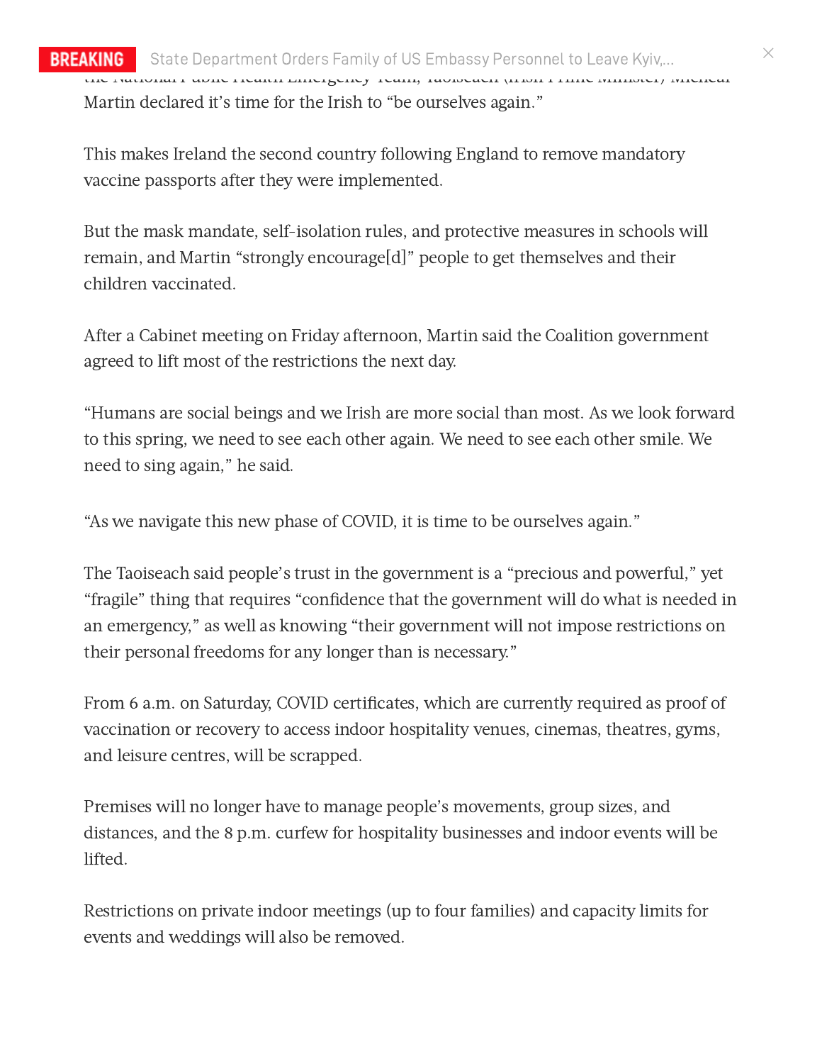the National Public Health Emergency Team, Taoiseach (Irish Prime Minister) Micheal Martin declared it's time for the Irish to "be ourselves again."

This makes Ireland the second country following England to remove mandatory vaccine passports after they were implemented.

But the mask mandate, self-isolation rules, and protective measures in schools will remain, and Martin "strongly encourage[d]" people to get themselves and their children vaccinated.

After a Cabinet meeting on Friday afternoon, Martin said the Coalition government agreed to lift most of the restrictions the next day.

"Humans are social beings and we Irish are more social than most. As we look forward to this spring, we need to see each other again. We need to see each other smile. We need to sing again," he said.

"As we navigate this new phase of COVID, it is time to be ourselves again."

The Taoiseach said people's trust in the government is a "precious and powerful," yet "fragile" thing that requires "confidence that the government will do what is needed in an emergency," as well as knowing "their government will not impose restrictions on their personal freedoms for any longer than is necessary."

From 6 a.m. on Saturday, COVID certificates, which are currently required as proof of vaccination or recovery to access indoor hospitality venues, cinemas, theatres, gyms, and leisure centres, will be scrapped.

Premises will no longer have to manage people's movements, group sizes, and distances, and the 8 p.m. curfew for hospitality businesses and indoor events will be lifted.

Restrictions on private indoor meetings (up to four families) and capacity limits for events and weddings will also be removed.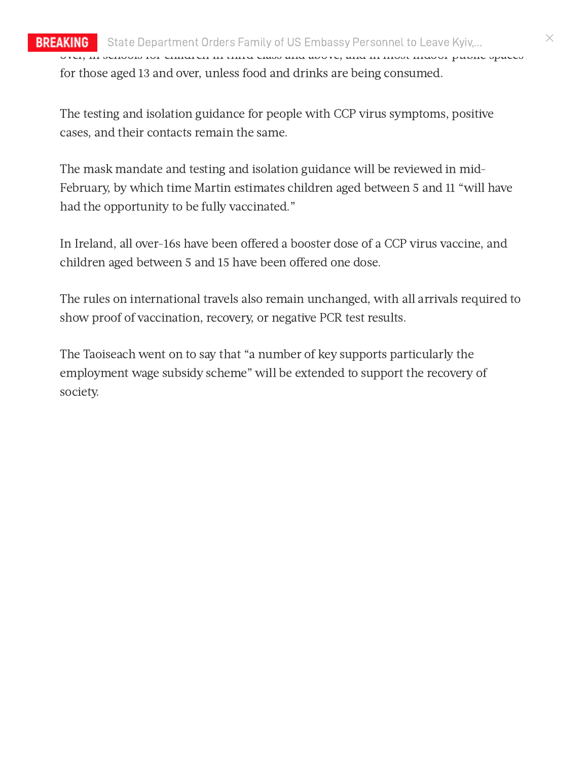for those aged 13 and over, unless food and drinks are being consumed.

The testing and isolation guidance for people with CCP virus symptoms, positive cases, and their contacts remain the same.

The mask mandate and testing and isolation guidance will be reviewed in mid-February, by which time Martin estimates children aged between 5 and 11 "will have had the opportunity to be fully vaccinated."

In Ireland, all over-16s have been offered a booster dose of a CCP virus vaccine, and children aged between 5 and 15 have been offered one dose.

The rules on international travels also remain unchanged, with all arrivals required to show proof of vaccination, recovery, or negative PCR test results.

The Taoiseach went on to say that "a number of key supports particularly the employment wage subsidy scheme" will be extended to support the recovery of society.